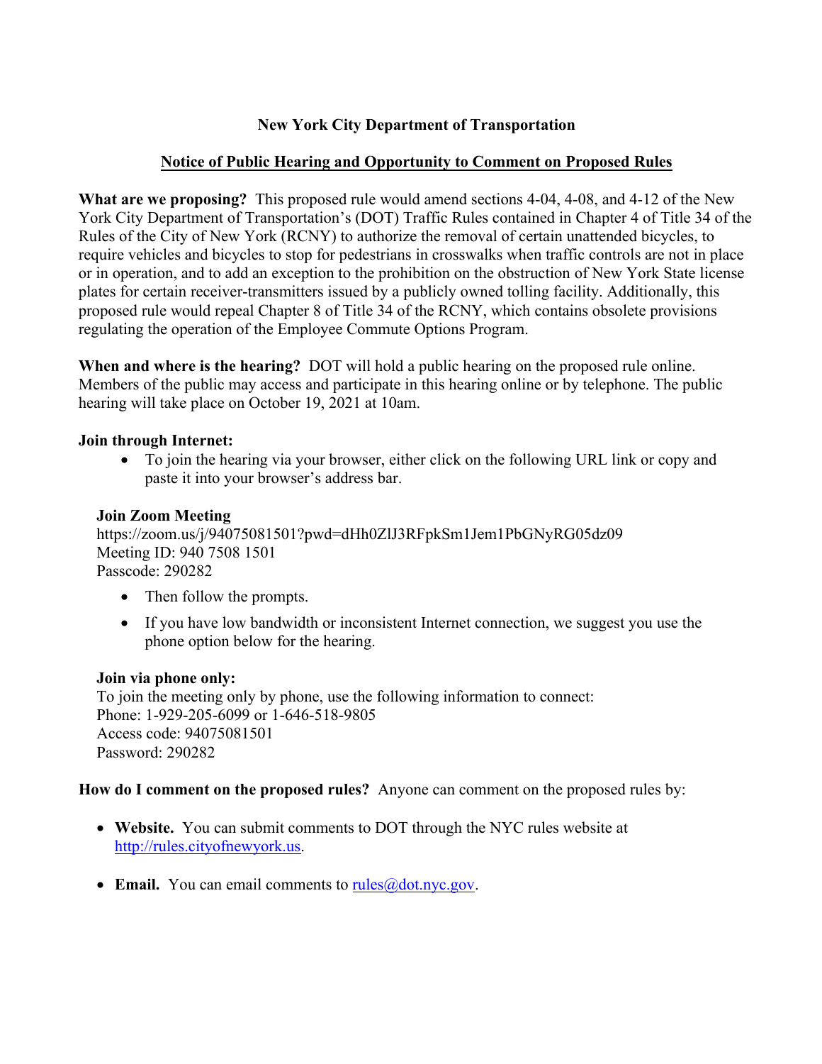# New York City Department of Transportation

## Notice of Public Hearing and Opportunity to Comment on Proposed Rules

**What are we proposing?** This proposed rule would amend sections 4-04, 4-08, and 4-12 of the New York City Department of Transportation's (DOT) Traffic Rules contained in Chapter 4 of Title 34 of the Rules of the City of New York (RCNY) to authorize the removal of certain unattended bicycles, to require vehicles and bicycles to stop for pedestrians in crosswalks when traffic controls are not in place or in operation, and to add an exception to the prohibition on the obstruction of New York State license plates for certain receiver-transmitters issued by a publicly owned tolling facility. Additionally, this proposed rule would repeal Chapter 8 of Title 34 of the RCNY, which contains obsolete provisions regulating the operation of the Employee Commute Options Program.

**When and where is the hearing?** DOT will hold a public hearing on the proposed rule online. Members of the public may access and participate in this hearing online or by telephone. The public hearing will take place on October 19, 2021 at 10am.

**Join through Internet:**

- To join the hearing via your browser, either click on the following URL link or copy and paste it into your browser's address bar.

**Join Zoom Meeting**
https://zoom.us/j/94075081501?pwd=dHh0ZlJ3RFpkSm1Jem1PbGNyRG05dz09
Meeting ID: 940 7508 1501
Passcode: 290282

- Then follow the prompts.
- If you have low bandwidth or inconsistent Internet connection, we suggest you use the phone option below for the hearing.

**Join via phone only:**
To join the meeting only by phone, use the following information to connect:
Phone: 1-929-205-6099 or 1-646-518-9805
Access code: 94075081501
Password: 290282

**How do I comment on the proposed rules?** Anyone can comment on the proposed rules by:

- **Website.** You can submit comments to DOT through the NYC rules website at http://rules.cityofnewyork.us.
- **Email.** You can email comments to rules@dot.nyc.gov.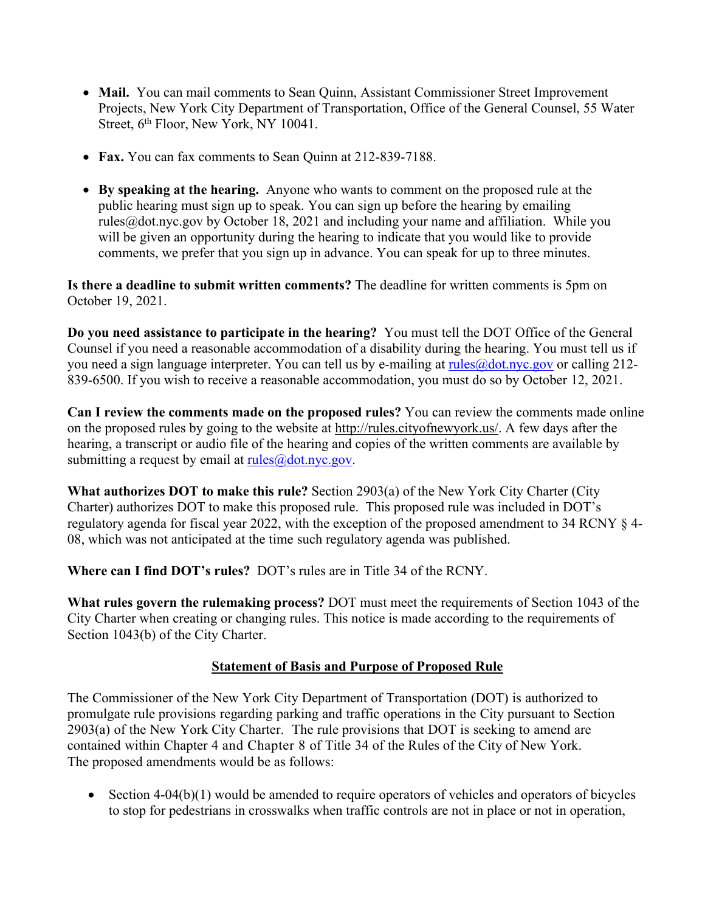- **Mail.** You can mail comments to Sean Quinn, Assistant Commissioner Street Improvement Projects, New York City Department of Transportation, Office of the General Counsel, 55 Water Street, 6th Floor, New York, NY 10041.

- **Fax.** You can fax comments to Sean Quinn at 212-839-7188.

- **By speaking at the hearing.** Anyone who wants to comment on the proposed rule at the public hearing must sign up to speak. You can sign up before the hearing by emailing rules@dot.nyc.gov by October 18, 2021 and including your name and affiliation. While you will be given an opportunity during the hearing to indicate that you would like to provide comments, we prefer that you sign up in advance. You can speak for up to three minutes.

**Is there a deadline to submit written comments?** The deadline for written comments is 5pm on October 19, 2021.

**Do you need assistance to participate in the hearing?** You must tell the DOT Office of the General Counsel if you need a reasonable accommodation of a disability during the hearing. You must tell us if you need a sign language interpreter. You can tell us by e-mailing at rules@dot.nyc.gov or calling 212-839-6500. If you wish to receive a reasonable accommodation, you must do so by October 12, 2021.

**Can I review the comments made on the proposed rules?** You can review the comments made online on the proposed rules by going to the website at http://rules.cityofnewyork.us/. A few days after the hearing, a transcript or audio file of the hearing and copies of the written comments are available by submitting a request by email at rules@dot.nyc.gov.

**What authorizes DOT to make this rule?** Section 2903(a) of the New York City Charter (City Charter) authorizes DOT to make this proposed rule. This proposed rule was included in DOT's regulatory agenda for fiscal year 2022, with the exception of the proposed amendment to 34 RCNY § 4-08, which was not anticipated at the time such regulatory agenda was published.

**Where can I find DOT's rules?** DOT's rules are in Title 34 of the RCNY.

**What rules govern the rulemaking process?** DOT must meet the requirements of Section 1043 of the City Charter when creating or changing rules. This notice is made according to the requirements of Section 1043(b) of the City Charter.

## Statement of Basis and Purpose of Proposed Rule

The Commissioner of the New York City Department of Transportation (DOT) is authorized to promulgate rule provisions regarding parking and traffic operations in the City pursuant to Section 2903(a) of the New York City Charter. The rule provisions that DOT is seeking to amend are contained within Chapter 4 and Chapter 8 of Title 34 of the Rules of the City of New York. The proposed amendments would be as follows:

- Section 4-04(b)(1) would be amended to require operators of vehicles and operators of bicycles to stop for pedestrians in crosswalks when traffic controls are not in place or not in operation,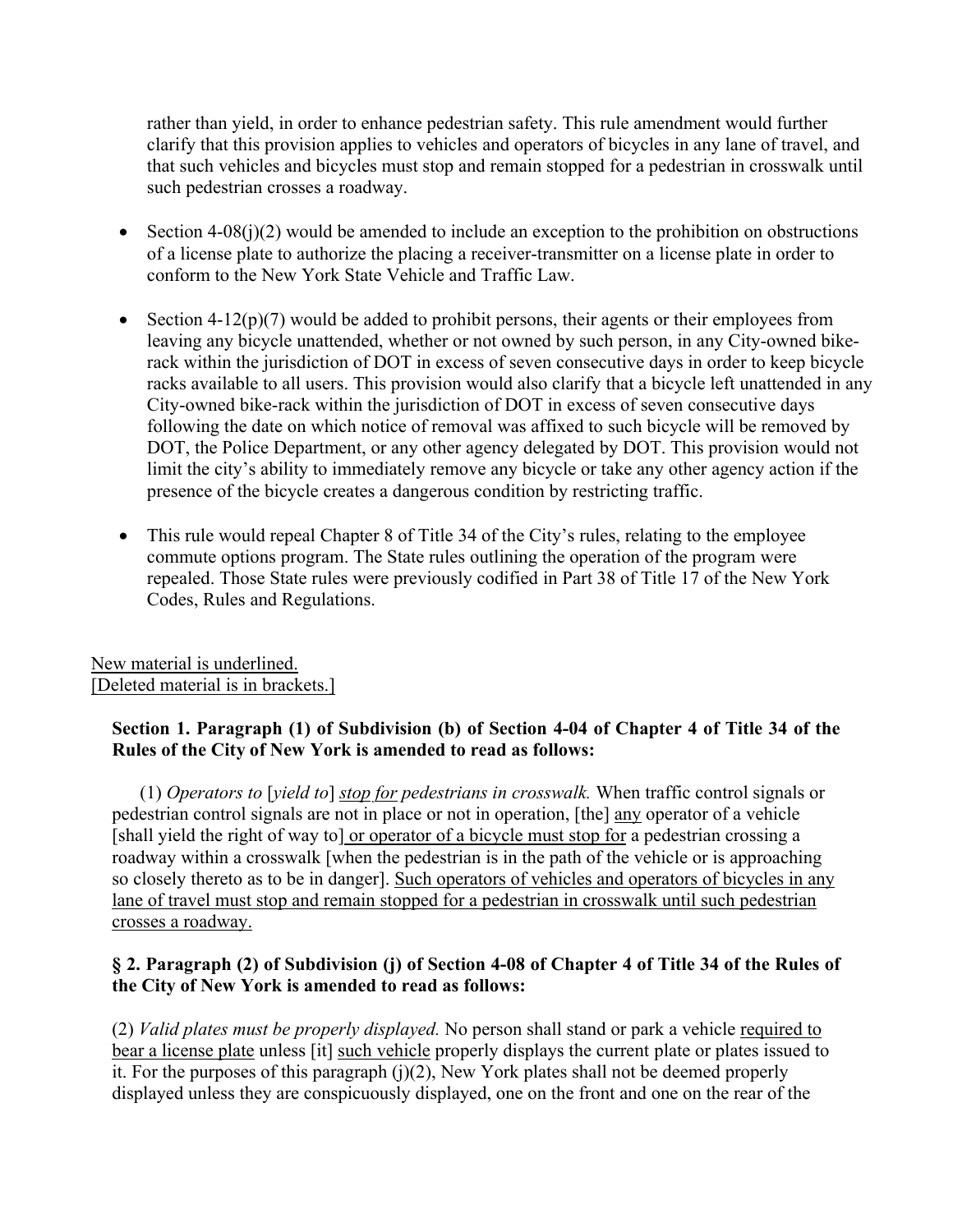rather than yield, in order to enhance pedestrian safety. This rule amendment would further clarify that this provision applies to vehicles and operators of bicycles in any lane of travel, and that such vehicles and bicycles must stop and remain stopped for a pedestrian in crosswalk until such pedestrian crosses a roadway.

- Section 4-08(j)(2) would be amended to include an exception to the prohibition on obstructions of a license plate to authorize the placing a receiver-transmitter on a license plate in order to conform to the New York State Vehicle and Traffic Law.

- Section 4-12(p)(7) would be added to prohibit persons, their agents or their employees from leaving any bicycle unattended, whether or not owned by such person, in any City-owned bike-rack within the jurisdiction of DOT in excess of seven consecutive days in order to keep bicycle racks available to all users. This provision would also clarify that a bicycle left unattended in any City-owned bike-rack within the jurisdiction of DOT in excess of seven consecutive days following the date on which notice of removal was affixed to such bicycle will be removed by DOT, the Police Department, or any other agency delegated by DOT. This provision would not limit the city's ability to immediately remove any bicycle or take any other agency action if the presence of the bicycle creates a dangerous condition by restricting traffic.

- This rule would repeal Chapter 8 of Title 34 of the City's rules, relating to the employee commute options program. The State rules outlining the operation of the program were repealed. Those State rules were previously codified in Part 38 of Title 17 of the New York Codes, Rules and Regulations.

<u>New material is underlined.</u>
<u>[Deleted material is in brackets.]</u>

**Section 1. Paragraph (1) of Subdivision (b) of Section 4-04 of Chapter 4 of Title 34 of the Rules of the City of New York is amended to read as follows:**

(1) *Operators to* [*yield to*] <u>*stop for*</u> *pedestrians in crosswalk.* When traffic control signals or pedestrian control signals are not in place or not in operation, [the] <u>any</u> operator of a vehicle [shall yield the right of way to] <u>or operator of a bicycle must stop for</u> a pedestrian crossing a roadway within a crosswalk [when the pedestrian is in the path of the vehicle or is approaching so closely thereto as to be in danger]. <u>Such operators of vehicles and operators of bicycles in any lane of travel must stop and remain stopped for a pedestrian in crosswalk until such pedestrian crosses a roadway.</u>

**§ 2. Paragraph (2) of Subdivision (j) of Section 4-08 of Chapter 4 of Title 34 of the Rules of the City of New York is amended to read as follows:**

(2) *Valid plates must be properly displayed.* No person shall stand or park a vehicle <u>required to bear a license plate</u> unless [it] <u>such vehicle</u> properly displays the current plate or plates issued to it. For the purposes of this paragraph (j)(2), New York plates shall not be deemed properly displayed unless they are conspicuously displayed, one on the front and one on the rear of the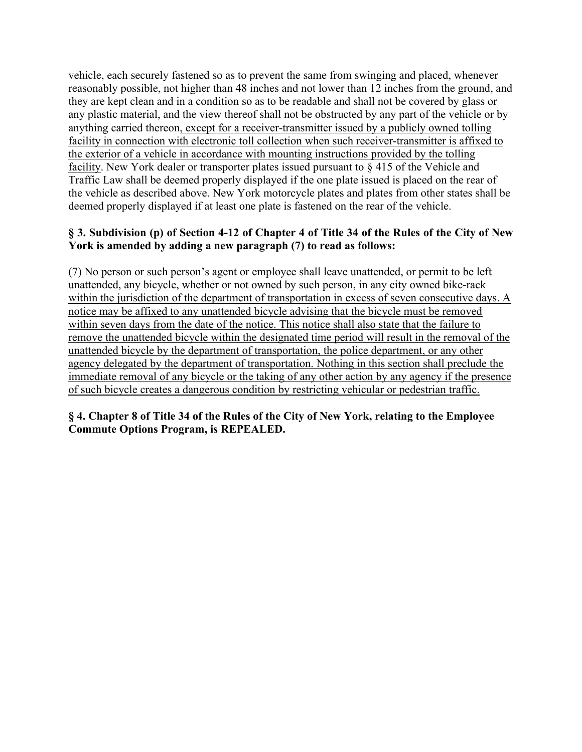vehicle, each securely fastened so as to prevent the same from swinging and placed, whenever reasonably possible, not higher than 48 inches and not lower than 12 inches from the ground, and they are kept clean and in a condition so as to be readable and shall not be covered by glass or any plastic material, and the view thereof shall not be obstructed by any part of the vehicle or by anything carried thereon<u>, except for a receiver-transmitter issued by a publicly owned tolling facility in connection with electronic toll collection when such receiver-transmitter is affixed to the exterior of a vehicle in accordance with mounting instructions provided by the tolling facility</u>. New York dealer or transporter plates issued pursuant to § 415 of the Vehicle and Traffic Law shall be deemed properly displayed if the one plate issued is placed on the rear of the vehicle as described above. New York motorcycle plates and plates from other states shall be deemed properly displayed if at least one plate is fastened on the rear of the vehicle.

**§ 3. Subdivision (p) of Section 4-12 of Chapter 4 of Title 34 of the Rules of the City of New York is amended by adding a new paragraph (7) to read as follows:**

<u>(7) No person or such person's agent or employee shall leave unattended, or permit to be left unattended, any bicycle, whether or not owned by such person, in any city owned bike-rack within the jurisdiction of the department of transportation in excess of seven consecutive days. A notice may be affixed to any unattended bicycle advising that the bicycle must be removed within seven days from the date of the notice. This notice shall also state that the failure to remove the unattended bicycle within the designated time period will result in the removal of the unattended bicycle by the department of transportation, the police department, or any other agency delegated by the department of transportation. Nothing in this section shall preclude the immediate removal of any bicycle or the taking of any other action by any agency if the presence of such bicycle creates a dangerous condition by restricting vehicular or pedestrian traffic.</u>

**§ 4. Chapter 8 of Title 34 of the Rules of the City of New York, relating to the Employee Commute Options Program, is REPEALED.**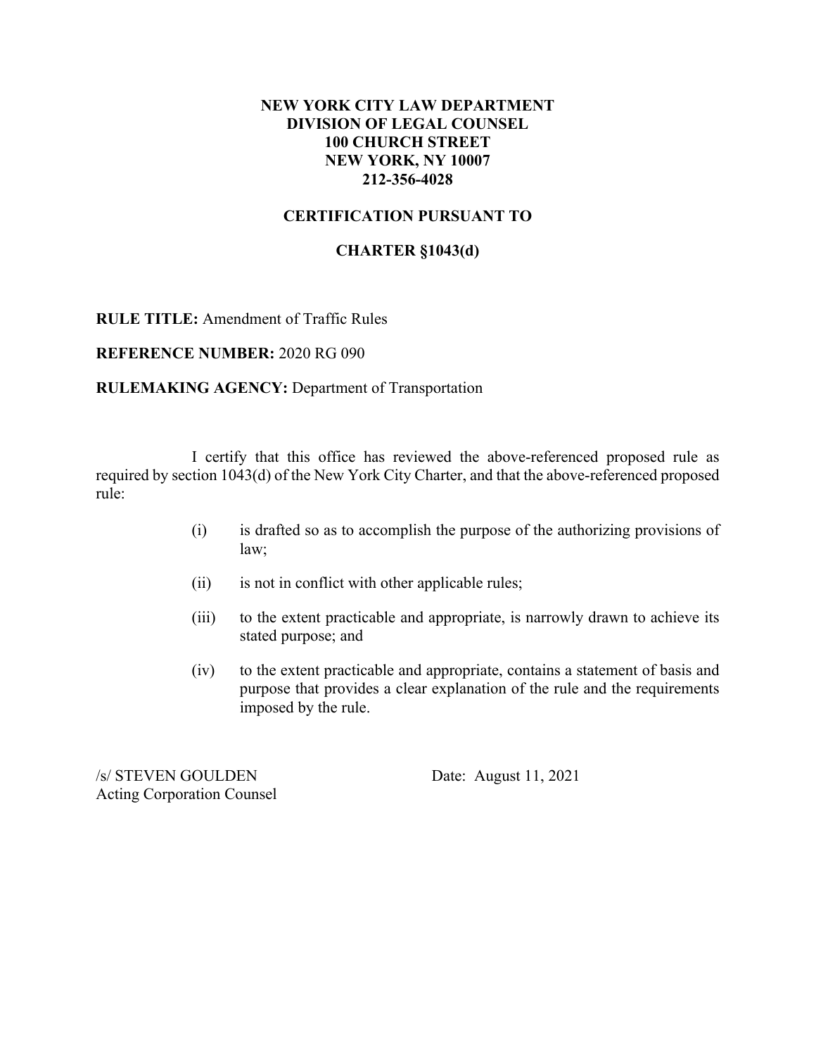**NEW YORK CITY LAW DEPARTMENT**
**DIVISION OF LEGAL COUNSEL**
**100 CHURCH STREET**
**NEW YORK, NY 10007**
**212-356-4028**

**CERTIFICATION PURSUANT TO**

**CHARTER §1043(d)**

**RULE TITLE:** Amendment of Traffic Rules

**REFERENCE NUMBER:** 2020 RG 090

**RULEMAKING AGENCY:** Department of Transportation

I certify that this office has reviewed the above-referenced proposed rule as required by section 1043(d) of the New York City Charter, and that the above-referenced proposed rule:

(i) is drafted so as to accomplish the purpose of the authorizing provisions of law;

(ii) is not in conflict with other applicable rules;

(iii) to the extent practicable and appropriate, is narrowly drawn to achieve its stated purpose; and

(iv) to the extent practicable and appropriate, contains a statement of basis and purpose that provides a clear explanation of the rule and the requirements imposed by the rule.

/s/ STEVEN GOULDEN
Acting Corporation Counsel

Date: August 11, 2021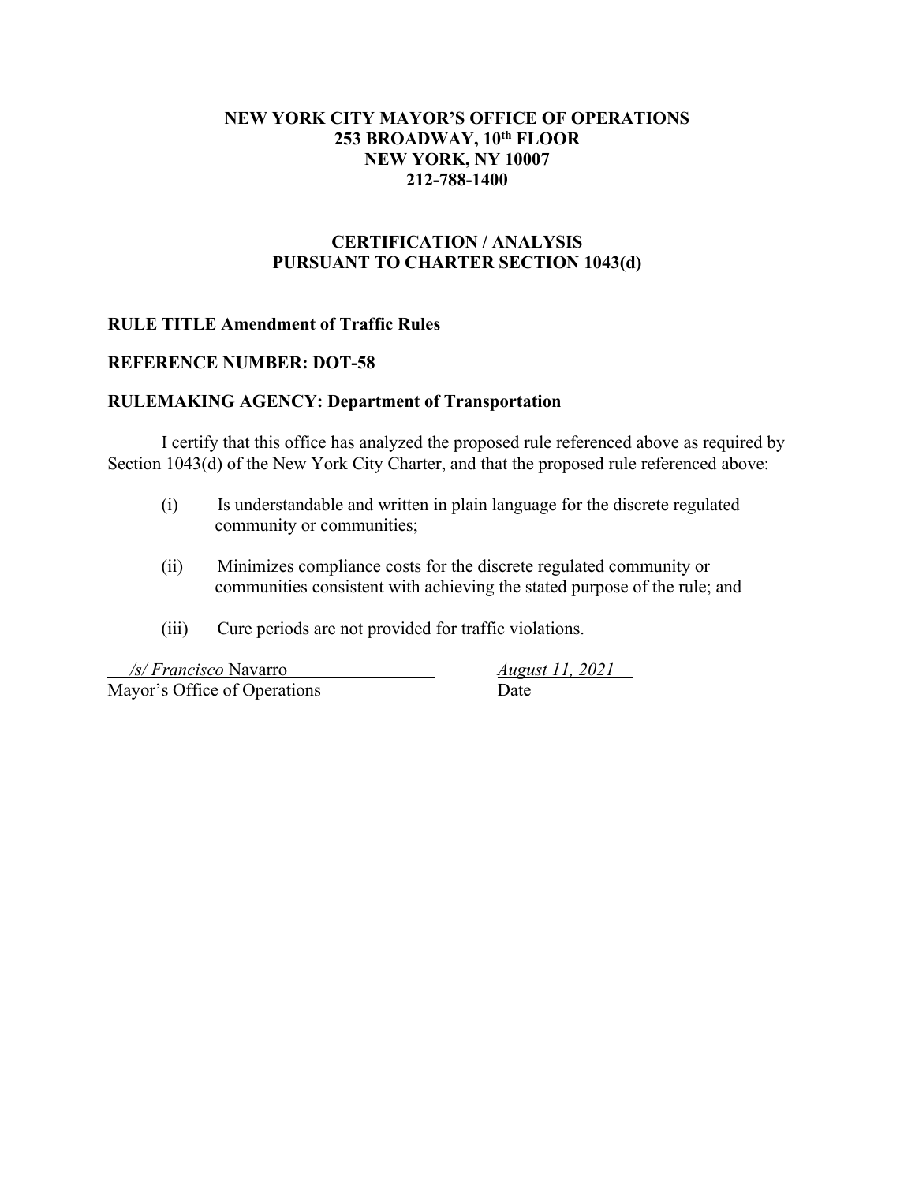**NEW YORK CITY MAYOR'S OFFICE OF OPERATIONS**
**253 BROADWAY, 10th FLOOR**
**NEW YORK, NY 10007**
**212-788-1400**

**CERTIFICATION / ANALYSIS**
**PURSUANT TO CHARTER SECTION 1043(d)**

**RULE TITLE Amendment of Traffic Rules**

**REFERENCE NUMBER: DOT-58**

**RULEMAKING AGENCY: Department of Transportation**

I certify that this office has analyzed the proposed rule referenced above as required by Section 1043(d) of the New York City Charter, and that the proposed rule referenced above:

(i) Is understandable and written in plain language for the discrete regulated community or communities;

(ii) Minimizes compliance costs for the discrete regulated community or communities consistent with achieving the stated purpose of the rule; and

(iii) Cure periods are not provided for traffic violations.

*/s/ Francisco* Navarro
Mayor's Office of Operations

*August 11, 2021*
Date